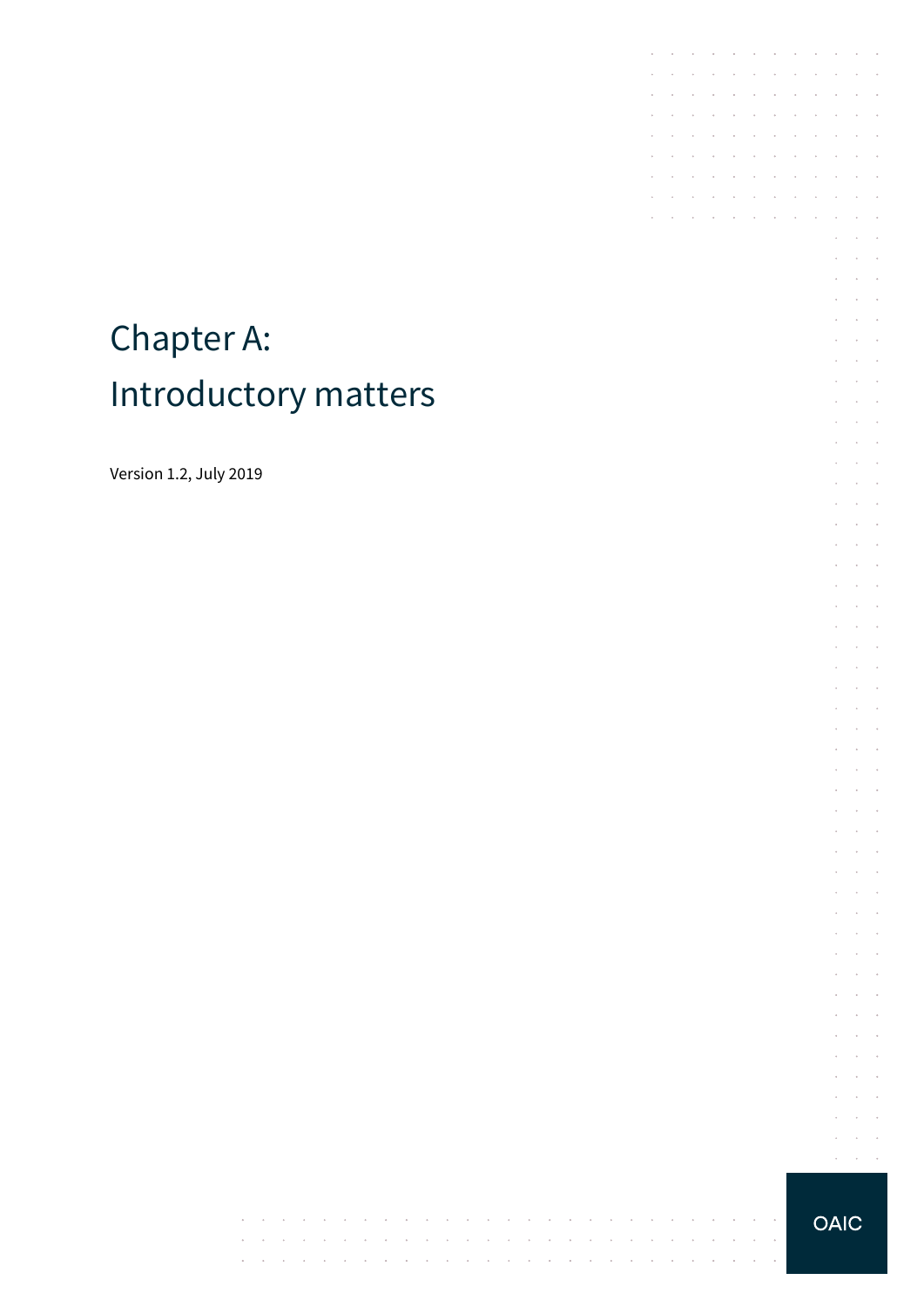# Chapter A: Introductory matters

Version 1.2, July 2019

OAIC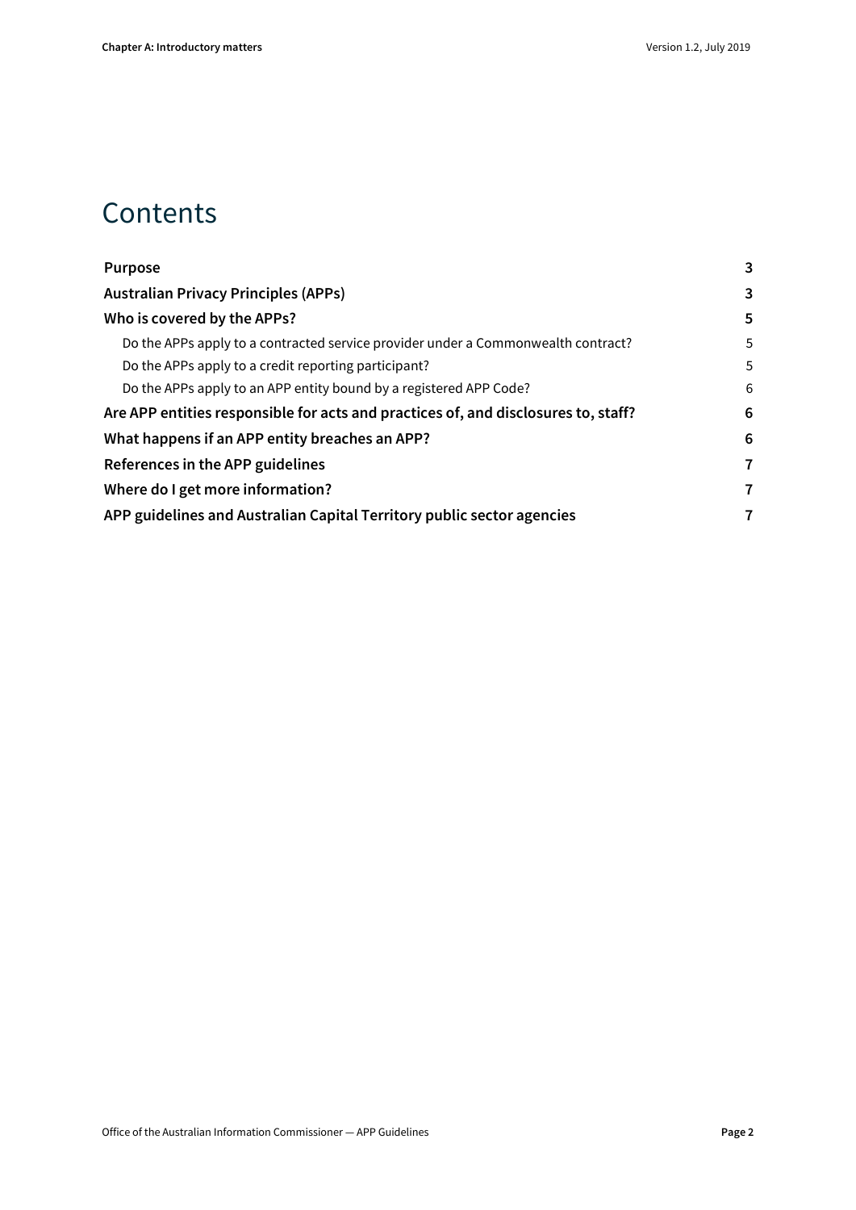# Contents

| | |
|---|---|
| **Purpose** | **3** |
| **Australian Privacy Principles (APPs)** | **3** |
| **Who is covered by the APPs?** | **5** |
| Do the APPs apply to a contracted service provider under a Commonwealth contract? | 5 |
| Do the APPs apply to a credit reporting participant? | 5 |
| Do the APPs apply to an APP entity bound by a registered APP Code? | 6 |
| **Are APP entities responsible for acts and practices of, and disclosures to, staff?** | **6** |
| **What happens if an APP entity breaches an APP?** | **6** |
| **References in the APP guidelines** | **7** |
| **Where do I get more information?** | **7** |
| **APP guidelines and Australian Capital Territory public sector agencies** | **7** |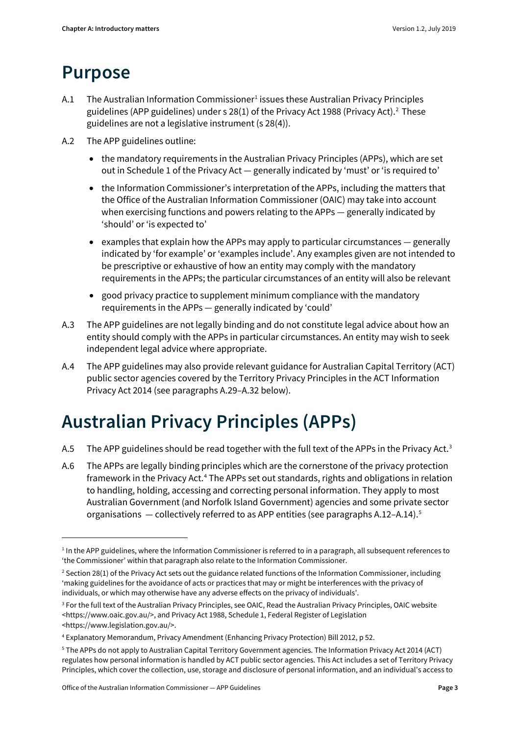# Purpose

A.1 The Australian Information Commissioner[1] issues these Australian Privacy Principles guidelines (APP guidelines) under s 28(1) of the Privacy Act 1988 (Privacy Act).[2] These guidelines are not a legislative instrument (s 28(4)).

A.2 The APP guidelines outline:

- the mandatory requirements in the Australian Privacy Principles (APPs), which are set out in Schedule 1 of the Privacy Act — generally indicated by 'must' or 'is required to'
- the Information Commissioner's interpretation of the APPs, including the matters that the Office of the Australian Information Commissioner (OAIC) may take into account when exercising functions and powers relating to the APPs — generally indicated by 'should' or 'is expected to'
- examples that explain how the APPs may apply to particular circumstances — generally indicated by 'for example' or 'examples include'. Any examples given are not intended to be prescriptive or exhaustive of how an entity may comply with the mandatory requirements in the APPs; the particular circumstances of an entity will also be relevant
- good privacy practice to supplement minimum compliance with the mandatory requirements in the APPs — generally indicated by 'could'

A.3 The APP guidelines are not legally binding and do not constitute legal advice about how an entity should comply with the APPs in particular circumstances. An entity may wish to seek independent legal advice where appropriate.

A.4 The APP guidelines may also provide relevant guidance for Australian Capital Territory (ACT) public sector agencies covered by the Territory Privacy Principles in the ACT Information Privacy Act 2014 (see paragraphs A.29–A.32 below).

# Australian Privacy Principles (APPs)

A.5 The APP guidelines should be read together with the full text of the APPs in the Privacy Act.[3]

A.6 The APPs are legally binding principles which are the cornerstone of the privacy protection framework in the Privacy Act.[4] The APPs set out standards, rights and obligations in relation to handling, holding, accessing and correcting personal information. They apply to most Australian Government (and Norfolk Island Government) agencies and some private sector organisations — collectively referred to as APP entities (see paragraphs A.12–A.14).[5]

---

[1] In the APP guidelines, where the Information Commissioner is referred to in a paragraph, all subsequent references to 'the Commissioner' within that paragraph also relate to the Information Commissioner.

[2] Section 28(1) of the Privacy Act sets out the guidance related functions of the Information Commissioner, including 'making guidelines for the avoidance of acts or practices that may or might be interferences with the privacy of individuals, or which may otherwise have any adverse effects on the privacy of individuals'.

[3] For the full text of the Australian Privacy Principles, see OAIC, Read the Australian Privacy Principles, OAIC website <https://www.oaic.gov.au/>, and Privacy Act 1988, Schedule 1, Federal Register of Legislation <https://www.legislation.gov.au/>.

[4] Explanatory Memorandum, Privacy Amendment (Enhancing Privacy Protection) Bill 2012, p 52.

[5] The APPs do not apply to Australian Capital Territory Government agencies. The Information Privacy Act 2014 (ACT) regulates how personal information is handled by ACT public sector agencies. This Act includes a set of Territory Privacy Principles, which cover the collection, use, storage and disclosure of personal information, and an individual's access to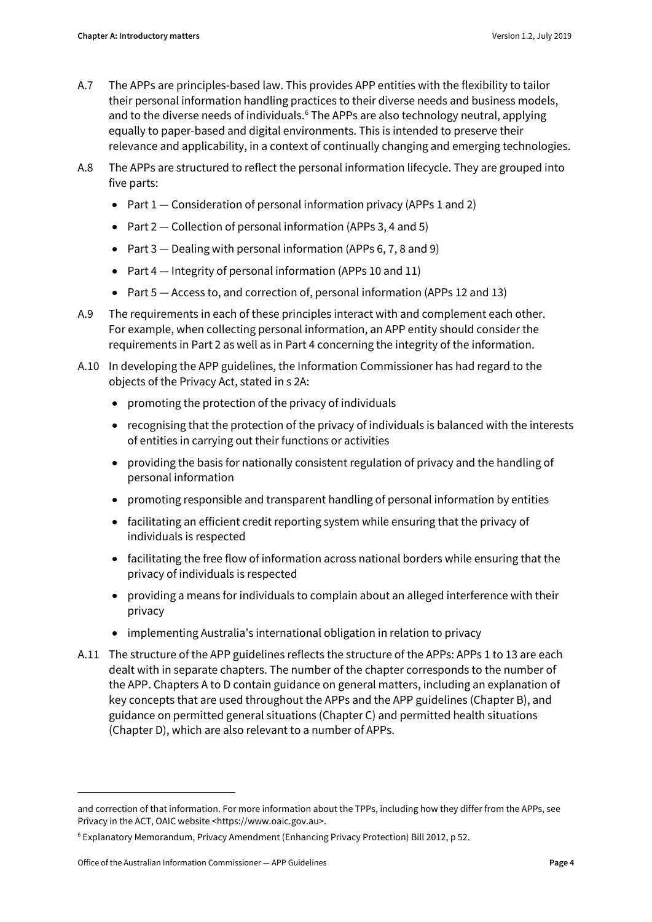A.7 The APPs are principles-based law. This provides APP entities with the flexibility to tailor their personal information handling practices to their diverse needs and business models, and to the diverse needs of individuals.[6] The APPs are also technology neutral, applying equally to paper-based and digital environments. This is intended to preserve their relevance and applicability, in a context of continually changing and emerging technologies.

A.8 The APPs are structured to reflect the personal information lifecycle. They are grouped into five parts:

- Part 1 — Consideration of personal information privacy (APPs 1 and 2)
- Part 2 — Collection of personal information (APPs 3, 4 and 5)
- Part 3 — Dealing with personal information (APPs 6, 7, 8 and 9)
- Part 4 — Integrity of personal information (APPs 10 and 11)
- Part 5 — Access to, and correction of, personal information (APPs 12 and 13)

A.9 The requirements in each of these principles interact with and complement each other. For example, when collecting personal information, an APP entity should consider the requirements in Part 2 as well as in Part 4 concerning the integrity of the information.

A.10 In developing the APP guidelines, the Information Commissioner has had regard to the objects of the Privacy Act, stated in s 2A:

- promoting the protection of the privacy of individuals
- recognising that the protection of the privacy of individuals is balanced with the interests of entities in carrying out their functions or activities
- providing the basis for nationally consistent regulation of privacy and the handling of personal information
- promoting responsible and transparent handling of personal information by entities
- facilitating an efficient credit reporting system while ensuring that the privacy of individuals is respected
- facilitating the free flow of information across national borders while ensuring that the privacy of individuals is respected
- providing a means for individuals to complain about an alleged interference with their privacy
- implementing Australia's international obligation in relation to privacy

A.11 The structure of the APP guidelines reflects the structure of the APPs: APPs 1 to 13 are each dealt with in separate chapters. The number of the chapter corresponds to the number of the APP. Chapters A to D contain guidance on general matters, including an explanation of key concepts that are used throughout the APPs and the APP guidelines (Chapter B), and guidance on permitted general situations (Chapter C) and permitted health situations (Chapter D), which are also relevant to a number of APPs.

---

and correction of that information. For more information about the TPPs, including how they differ from the APPs, see Privacy in the ACT, OAIC website <https://www.oaic.gov.au>.

[6] Explanatory Memorandum, Privacy Amendment (Enhancing Privacy Protection) Bill 2012, p 52.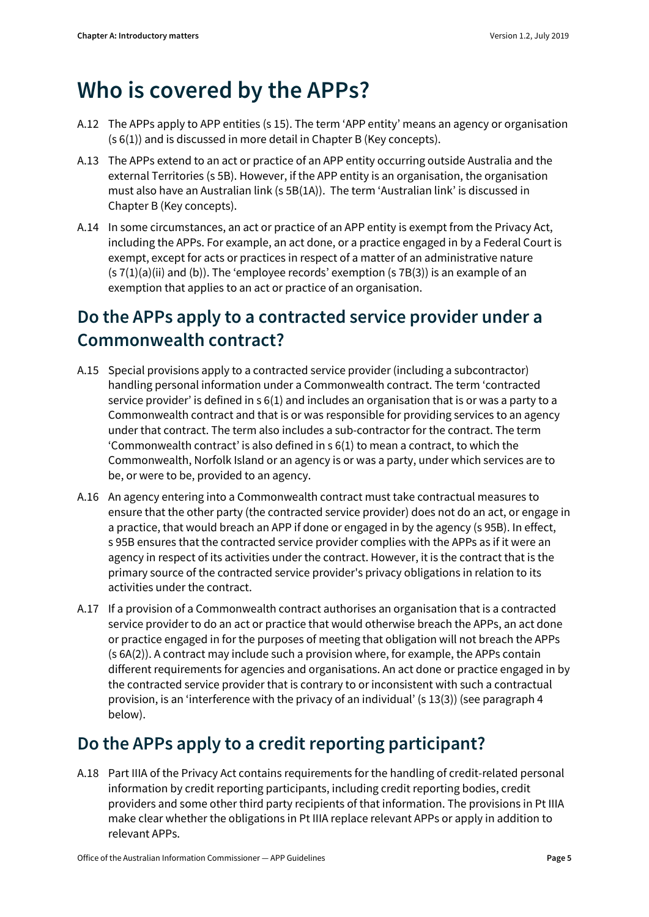# Who is covered by the APPs?

A.12 The APPs apply to APP entities (s 15). The term 'APP entity' means an agency or organisation (s 6(1)) and is discussed in more detail in Chapter B (Key concepts).

A.13 The APPs extend to an act or practice of an APP entity occurring outside Australia and the external Territories (s 5B). However, if the APP entity is an organisation, the organisation must also have an Australian link (s 5B(1A)). The term 'Australian link' is discussed in Chapter B (Key concepts).

A.14 In some circumstances, an act or practice of an APP entity is exempt from the Privacy Act, including the APPs. For example, an act done, or a practice engaged in by a Federal Court is exempt, except for acts or practices in respect of a matter of an administrative nature (s 7(1)(a)(ii) and (b)). The 'employee records' exemption (s 7B(3)) is an example of an exemption that applies to an act or practice of an organisation.

## Do the APPs apply to a contracted service provider under a Commonwealth contract?

A.15 Special provisions apply to a contracted service provider (including a subcontractor) handling personal information under a Commonwealth contract. The term 'contracted service provider' is defined in s 6(1) and includes an organisation that is or was a party to a Commonwealth contract and that is or was responsible for providing services to an agency under that contract. The term also includes a sub-contractor for the contract. The term 'Commonwealth contract' is also defined in s 6(1) to mean a contract, to which the Commonwealth, Norfolk Island or an agency is or was a party, under which services are to be, or were to be, provided to an agency.

A.16 An agency entering into a Commonwealth contract must take contractual measures to ensure that the other party (the contracted service provider) does not do an act, or engage in a practice, that would breach an APP if done or engaged in by the agency (s 95B). In effect, s 95B ensures that the contracted service provider complies with the APPs as if it were an agency in respect of its activities under the contract. However, it is the contract that is the primary source of the contracted service provider's privacy obligations in relation to its activities under the contract.

A.17 If a provision of a Commonwealth contract authorises an organisation that is a contracted service provider to do an act or practice that would otherwise breach the APPs, an act done or practice engaged in for the purposes of meeting that obligation will not breach the APPs (s 6A(2)). A contract may include such a provision where, for example, the APPs contain different requirements for agencies and organisations. An act done or practice engaged in by the contracted service provider that is contrary to or inconsistent with such a contractual provision, is an 'interference with the privacy of an individual' (s 13(3)) (see paragraph 4 below).

## Do the APPs apply to a credit reporting participant?

A.18 Part IIIA of the Privacy Act contains requirements for the handling of credit-related personal information by credit reporting participants, including credit reporting bodies, credit providers and some other third party recipients of that information. The provisions in Pt IIIA make clear whether the obligations in Pt IIIA replace relevant APPs or apply in addition to relevant APPs.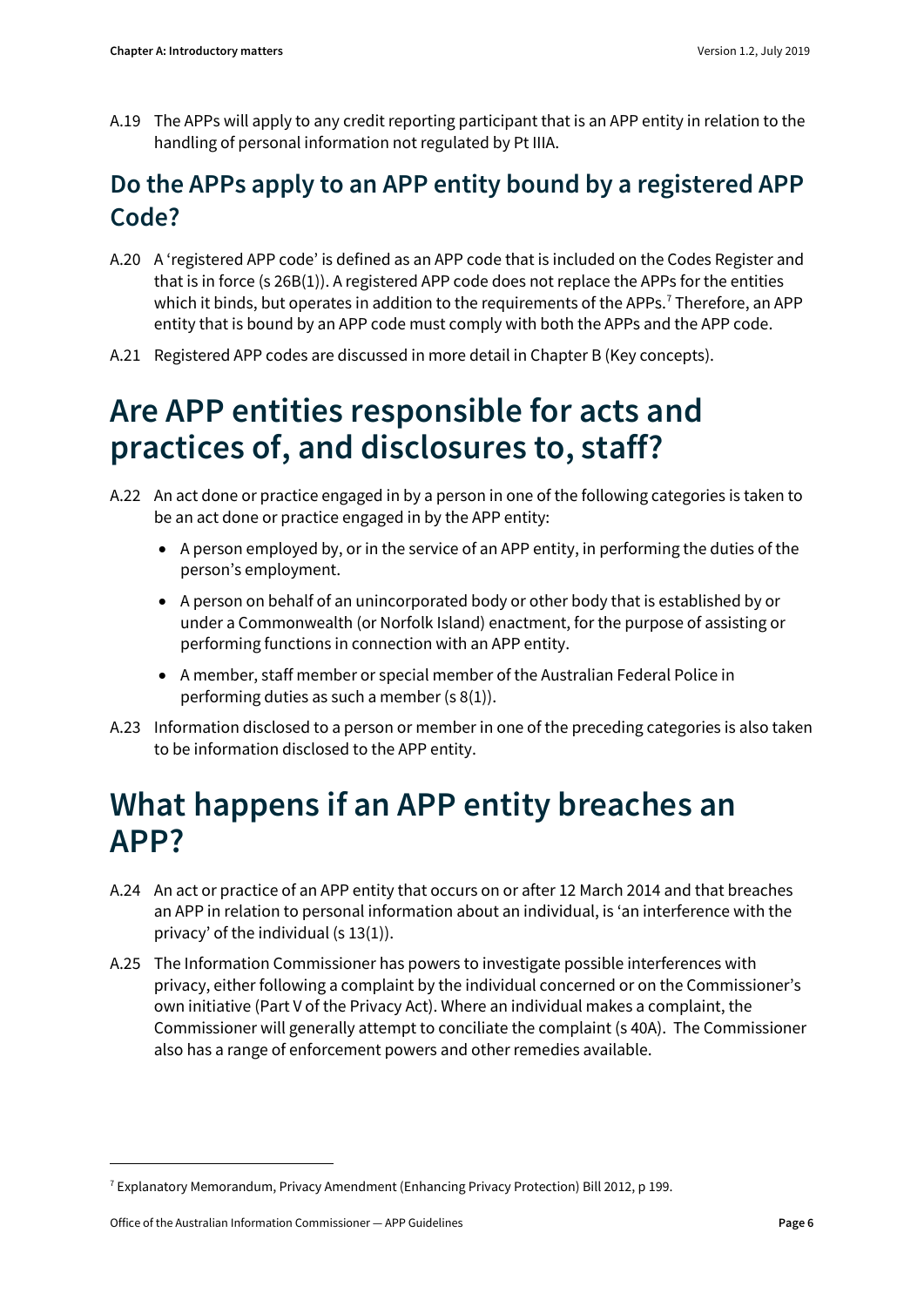A.19 The APPs will apply to any credit reporting participant that is an APP entity in relation to the handling of personal information not regulated by Pt IIIA.

## Do the APPs apply to an APP entity bound by a registered APP Code?

A.20 A 'registered APP code' is defined as an APP code that is included on the Codes Register and that is in force (s 26B(1)). A registered APP code does not replace the APPs for the entities which it binds, but operates in addition to the requirements of the APPs.[7] Therefore, an APP entity that is bound by an APP code must comply with both the APPs and the APP code.

A.21 Registered APP codes are discussed in more detail in Chapter B (Key concepts).

# Are APP entities responsible for acts and practices of, and disclosures to, staff?

A.22 An act done or practice engaged in by a person in one of the following categories is taken to be an act done or practice engaged in by the APP entity:

- A person employed by, or in the service of an APP entity, in performing the duties of the person's employment.
- A person on behalf of an unincorporated body or other body that is established by or under a Commonwealth (or Norfolk Island) enactment, for the purpose of assisting or performing functions in connection with an APP entity.
- A member, staff member or special member of the Australian Federal Police in performing duties as such a member (s 8(1)).

A.23 Information disclosed to a person or member in one of the preceding categories is also taken to be information disclosed to the APP entity.

# What happens if an APP entity breaches an APP?

A.24 An act or practice of an APP entity that occurs on or after 12 March 2014 and that breaches an APP in relation to personal information about an individual, is 'an interference with the privacy' of the individual (s 13(1)).

A.25 The Information Commissioner has powers to investigate possible interferences with privacy, either following a complaint by the individual concerned or on the Commissioner's own initiative (Part V of the Privacy Act). Where an individual makes a complaint, the Commissioner will generally attempt to conciliate the complaint (s 40A). The Commissioner also has a range of enforcement powers and other remedies available.

---

[7] Explanatory Memorandum, Privacy Amendment (Enhancing Privacy Protection) Bill 2012, p 199.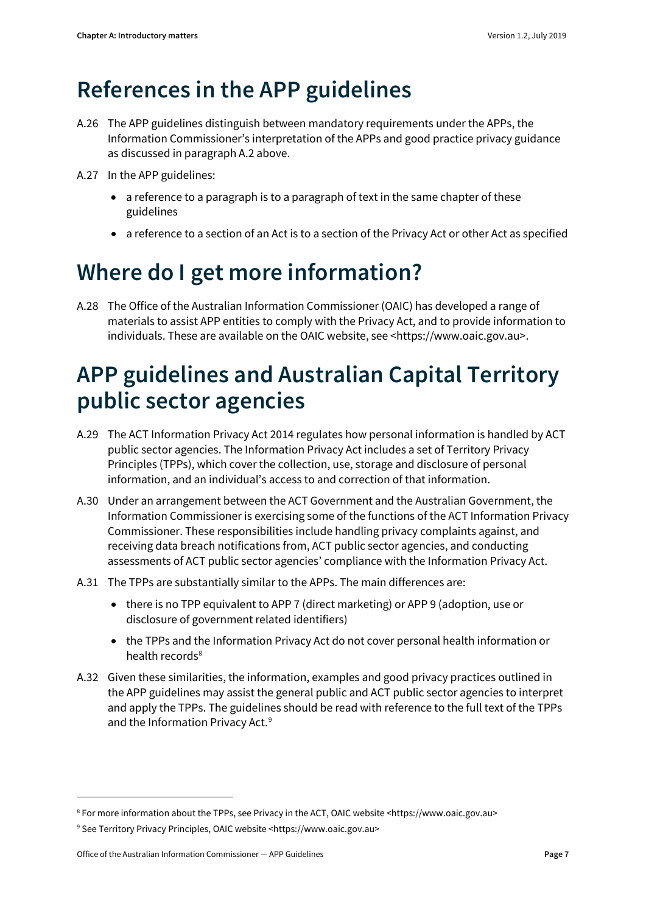# References in the APP guidelines

A.26 The APP guidelines distinguish between mandatory requirements under the APPs, the Information Commissioner's interpretation of the APPs and good practice privacy guidance as discussed in paragraph A.2 above.

A.27 In the APP guidelines:

- a reference to a paragraph is to a paragraph of text in the same chapter of these guidelines
- a reference to a section of an Act is to a section of the Privacy Act or other Act as specified

# Where do I get more information?

A.28 The Office of the Australian Information Commissioner (OAIC) has developed a range of materials to assist APP entities to comply with the Privacy Act, and to provide information to individuals. These are available on the OAIC website, see <https://www.oaic.gov.au>.

# APP guidelines and Australian Capital Territory public sector agencies

A.29 The ACT Information Privacy Act 2014 regulates how personal information is handled by ACT public sector agencies. The Information Privacy Act includes a set of Territory Privacy Principles (TPPs), which cover the collection, use, storage and disclosure of personal information, and an individual's access to and correction of that information.

A.30 Under an arrangement between the ACT Government and the Australian Government, the Information Commissioner is exercising some of the functions of the ACT Information Privacy Commissioner. These responsibilities include handling privacy complaints against, and receiving data breach notifications from, ACT public sector agencies, and conducting assessments of ACT public sector agencies' compliance with the Information Privacy Act.

A.31 The TPPs are substantially similar to the APPs. The main differences are:

- there is no TPP equivalent to APP 7 (direct marketing) or APP 9 (adoption, use or disclosure of government related identifiers)
- the TPPs and the Information Privacy Act do not cover personal health information or health records[8]

A.32 Given these similarities, the information, examples and good privacy practices outlined in the APP guidelines may assist the general public and ACT public sector agencies to interpret and apply the TPPs. The guidelines should be read with reference to the full text of the TPPs and the Information Privacy Act.[9]

---

[8] For more information about the TPPs, see Privacy in the ACT, OAIC website <https://www.oaic.gov.au>

[9] See Territory Privacy Principles, OAIC website <https://www.oaic.gov.au>